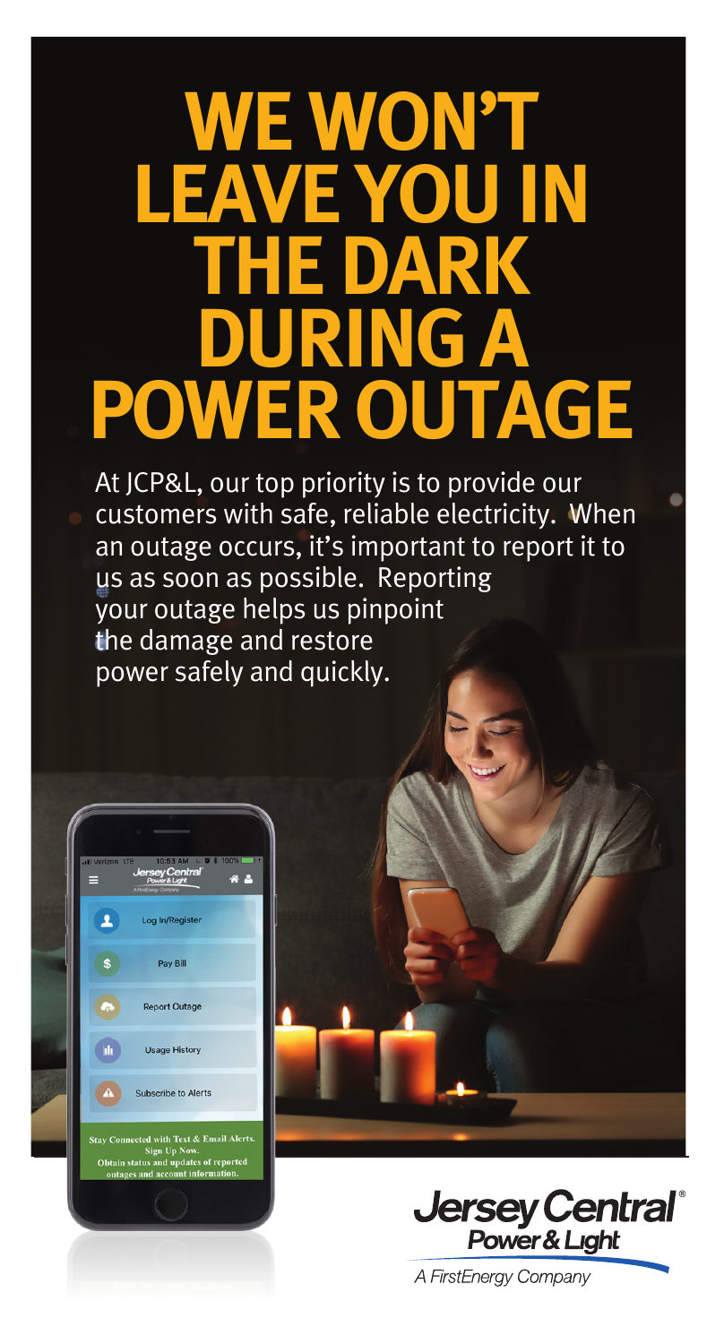# WE WON'T LEAVE YOU IN THE DARK DURING A POWER OUTAGE

At JCP&L, our top priority is to provide our customers with safe, reliable electricity. When an outage occurs, it's important to report it to us as soon as possible. Reporting your outage helps us pinpoint the damage and restore power safely and quickly.

Log In/Register

Pay Bill

Report Outage

Usage History

Subscribe to Alerts

Stay Connected with Text & Email Alerts. Sign Up Now. Obtain status and updates of reported outages and account information.

**Jersey Central Power & Light**

*A FirstEnergy Company*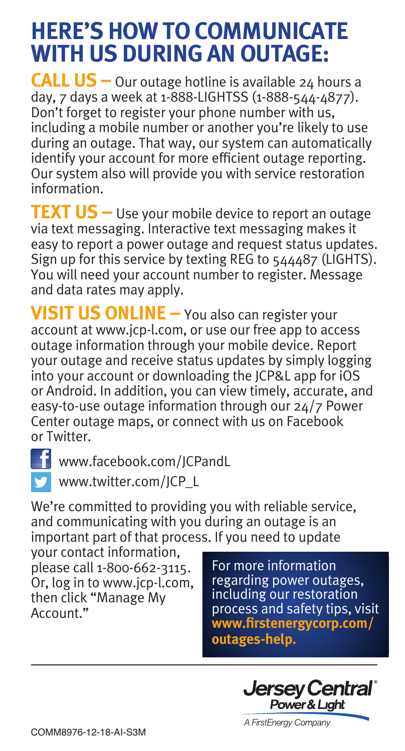# HERE'S HOW TO COMMUNICATE WITH US DURING AN OUTAGE:

**CALL US –** Our outage hotline is available 24 hours a day, 7 days a week at 1-888-LIGHTSS (1-888-544-4877). Don't forget to register your phone number with us, including a mobile number or another you're likely to use during an outage. That way, our system can automatically identify your account for more efficient outage reporting. Our system also will provide you with service restoration information.

**TEXT US –** Use your mobile device to report an outage via text messaging. Interactive text messaging makes it easy to report a power outage and request status updates. Sign up for this service by texting REG to 544487 (LIGHTS). You will need your account number to register. Message and data rates may apply.

**VISIT US ONLINE –** You also can register your account at www.jcp-l.com, or use our free app to access outage information through your mobile device. Report your outage and receive status updates by simply logging into your account or downloading the JCP&L app for iOS or Android. In addition, you can view timely, accurate, and easy-to-use outage information through our 24/7 Power Center outage maps, or connect with us on Facebook or Twitter.

www.facebook.com/JCPandL

www.twitter.com/JCP_L

We're committed to providing you with reliable service, and communicating with you during an outage is an important part of that process. If you need to update your contact information, please call 1-800-662-3115. Or, log in to www.jcp-l.com, then click "Manage My Account."

For more information regarding power outages, including our restoration process and safety tips, visit **www.firstenergycorp.com/outages-help.**

Jersey Central Power & Light

A FirstEnergy Company

COMM8976-12-18-AI-S3M